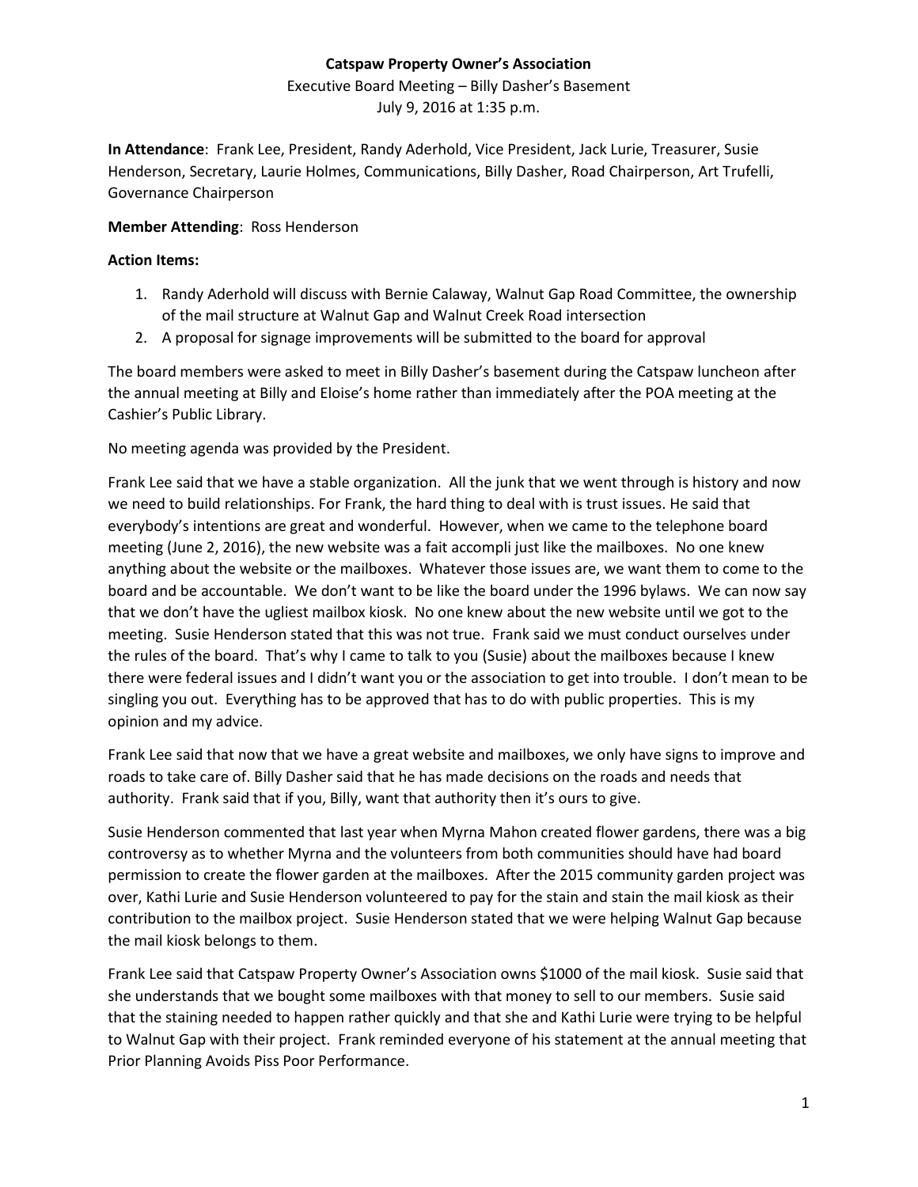**Catspaw Property Owner's Association**

Executive Board Meeting – Billy Dasher's Basement

July 9, 2016 at 1:35 p.m.

**In Attendance**: Frank Lee, President, Randy Aderhold, Vice President, Jack Lurie, Treasurer, Susie Henderson, Secretary, Laurie Holmes, Communications, Billy Dasher, Road Chairperson, Art Trufelli, Governance Chairperson

**Member Attending**: Ross Henderson

**Action Items:**

1. Randy Aderhold will discuss with Bernie Calaway, Walnut Gap Road Committee, the ownership of the mail structure at Walnut Gap and Walnut Creek Road intersection
2. A proposal for signage improvements will be submitted to the board for approval

The board members were asked to meet in Billy Dasher's basement during the Catspaw luncheon after the annual meeting at Billy and Eloise's home rather than immediately after the POA meeting at the Cashier's Public Library.

No meeting agenda was provided by the President.

Frank Lee said that we have a stable organization. All the junk that we went through is history and now we need to build relationships. For Frank, the hard thing to deal with is trust issues. He said that everybody's intentions are great and wonderful. However, when we came to the telephone board meeting (June 2, 2016), the new website was a fait accompli just like the mailboxes. No one knew anything about the website or the mailboxes. Whatever those issues are, we want them to come to the board and be accountable. We don't want to be like the board under the 1996 bylaws. We can now say that we don't have the ugliest mailbox kiosk. No one knew about the new website until we got to the meeting. Susie Henderson stated that this was not true. Frank said we must conduct ourselves under the rules of the board. That's why I came to talk to you (Susie) about the mailboxes because I knew there were federal issues and I didn't want you or the association to get into trouble. I don't mean to be singling you out. Everything has to be approved that has to do with public properties. This is my opinion and my advice.

Frank Lee said that now that we have a great website and mailboxes, we only have signs to improve and roads to take care of. Billy Dasher said that he has made decisions on the roads and needs that authority. Frank said that if you, Billy, want that authority then it's ours to give.

Susie Henderson commented that last year when Myrna Mahon created flower gardens, there was a big controversy as to whether Myrna and the volunteers from both communities should have had board permission to create the flower garden at the mailboxes. After the 2015 community garden project was over, Kathi Lurie and Susie Henderson volunteered to pay for the stain and stain the mail kiosk as their contribution to the mailbox project. Susie Henderson stated that we were helping Walnut Gap because the mail kiosk belongs to them.

Frank Lee said that Catspaw Property Owner's Association owns $1000 of the mail kiosk. Susie said that she understands that we bought some mailboxes with that money to sell to our members. Susie said that the staining needed to happen rather quickly and that she and Kathi Lurie were trying to be helpful to Walnut Gap with their project. Frank reminded everyone of his statement at the annual meeting that Prior Planning Avoids Piss Poor Performance.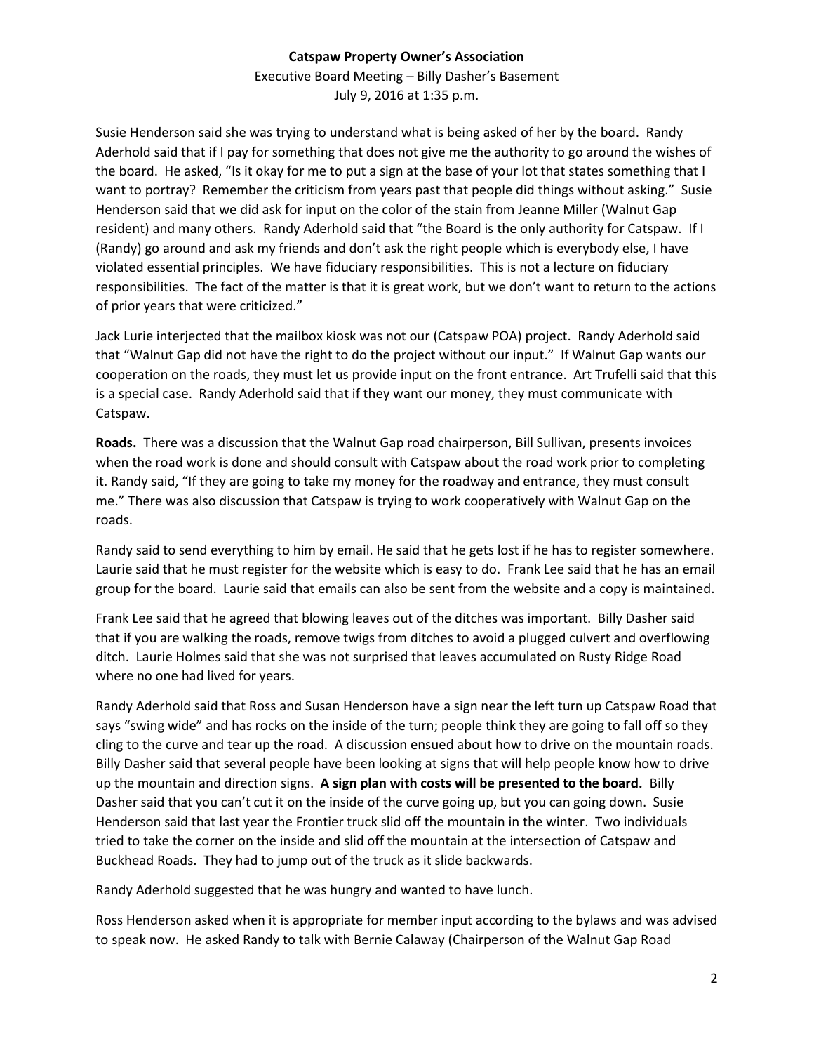**Catspaw Property Owner's Association**

Executive Board Meeting – Billy Dasher's Basement

July 9, 2016 at 1:35 p.m.

Susie Henderson said she was trying to understand what is being asked of her by the board. Randy Aderhold said that if I pay for something that does not give me the authority to go around the wishes of the board. He asked, "Is it okay for me to put a sign at the base of your lot that states something that I want to portray? Remember the criticism from years past that people did things without asking." Susie Henderson said that we did ask for input on the color of the stain from Jeanne Miller (Walnut Gap resident) and many others. Randy Aderhold said that "the Board is the only authority for Catspaw. If I (Randy) go around and ask my friends and don't ask the right people which is everybody else, I have violated essential principles. We have fiduciary responsibilities. This is not a lecture on fiduciary responsibilities. The fact of the matter is that it is great work, but we don't want to return to the actions of prior years that were criticized."

Jack Lurie interjected that the mailbox kiosk was not our (Catspaw POA) project. Randy Aderhold said that "Walnut Gap did not have the right to do the project without our input." If Walnut Gap wants our cooperation on the roads, they must let us provide input on the front entrance. Art Trufelli said that this is a special case. Randy Aderhold said that if they want our money, they must communicate with Catspaw.

**Roads.** There was a discussion that the Walnut Gap road chairperson, Bill Sullivan, presents invoices when the road work is done and should consult with Catspaw about the road work prior to completing it. Randy said, "If they are going to take my money for the roadway and entrance, they must consult me." There was also discussion that Catspaw is trying to work cooperatively with Walnut Gap on the roads.

Randy said to send everything to him by email. He said that he gets lost if he has to register somewhere. Laurie said that he must register for the website which is easy to do. Frank Lee said that he has an email group for the board. Laurie said that emails can also be sent from the website and a copy is maintained.

Frank Lee said that he agreed that blowing leaves out of the ditches was important. Billy Dasher said that if you are walking the roads, remove twigs from ditches to avoid a plugged culvert and overflowing ditch. Laurie Holmes said that she was not surprised that leaves accumulated on Rusty Ridge Road where no one had lived for years.

Randy Aderhold said that Ross and Susan Henderson have a sign near the left turn up Catspaw Road that says "swing wide" and has rocks on the inside of the turn; people think they are going to fall off so they cling to the curve and tear up the road. A discussion ensued about how to drive on the mountain roads. Billy Dasher said that several people have been looking at signs that will help people know how to drive up the mountain and direction signs. **A sign plan with costs will be presented to the board.** Billy Dasher said that you can't cut it on the inside of the curve going up, but you can going down. Susie Henderson said that last year the Frontier truck slid off the mountain in the winter. Two individuals tried to take the corner on the inside and slid off the mountain at the intersection of Catspaw and Buckhead Roads. They had to jump out of the truck as it slide backwards.

Randy Aderhold suggested that he was hungry and wanted to have lunch.

Ross Henderson asked when it is appropriate for member input according to the bylaws and was advised to speak now. He asked Randy to talk with Bernie Calaway (Chairperson of the Walnut Gap Road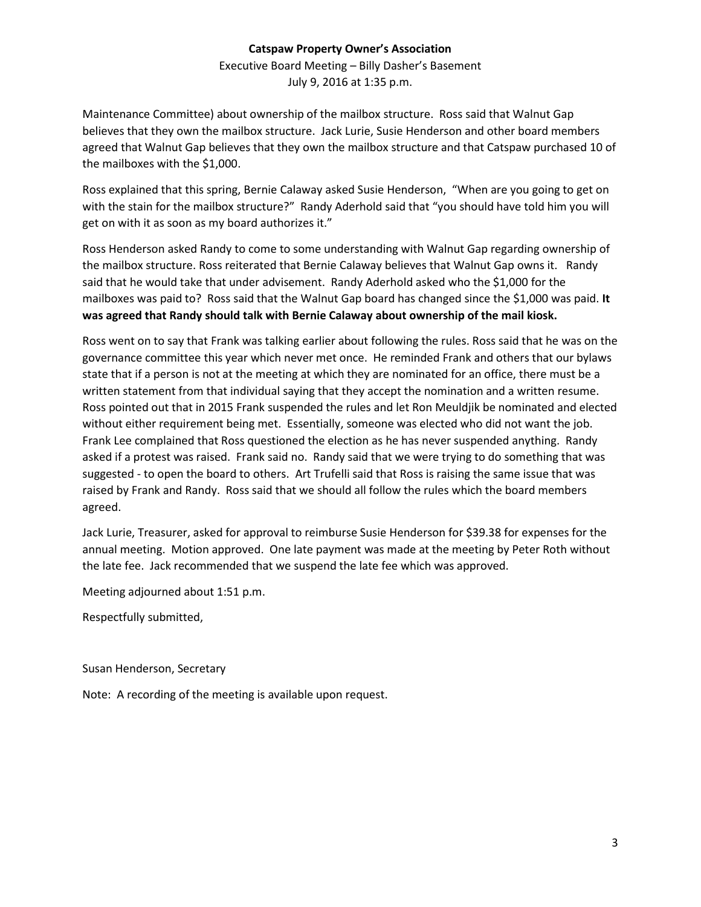**Catspaw Property Owner's Association**

Executive Board Meeting – Billy Dasher's Basement

July 9, 2016 at 1:35 p.m.

Maintenance Committee) about ownership of the mailbox structure. Ross said that Walnut Gap believes that they own the mailbox structure. Jack Lurie, Susie Henderson and other board members agreed that Walnut Gap believes that they own the mailbox structure and that Catspaw purchased 10 of the mailboxes with the $1,000.

Ross explained that this spring, Bernie Calaway asked Susie Henderson, "When are you going to get on with the stain for the mailbox structure?" Randy Aderhold said that "you should have told him you will get on with it as soon as my board authorizes it."

Ross Henderson asked Randy to come to some understanding with Walnut Gap regarding ownership of the mailbox structure. Ross reiterated that Bernie Calaway believes that Walnut Gap owns it. Randy said that he would take that under advisement. Randy Aderhold asked who the $1,000 for the mailboxes was paid to? Ross said that the Walnut Gap board has changed since the $1,000 was paid. **It was agreed that Randy should talk with Bernie Calaway about ownership of the mail kiosk.**

Ross went on to say that Frank was talking earlier about following the rules. Ross said that he was on the governance committee this year which never met once. He reminded Frank and others that our bylaws state that if a person is not at the meeting at which they are nominated for an office, there must be a written statement from that individual saying that they accept the nomination and a written resume. Ross pointed out that in 2015 Frank suspended the rules and let Ron Meuldjik be nominated and elected without either requirement being met. Essentially, someone was elected who did not want the job. Frank Lee complained that Ross questioned the election as he has never suspended anything. Randy asked if a protest was raised. Frank said no. Randy said that we were trying to do something that was suggested - to open the board to others. Art Trufelli said that Ross is raising the same issue that was raised by Frank and Randy. Ross said that we should all follow the rules which the board members agreed.

Jack Lurie, Treasurer, asked for approval to reimburse Susie Henderson for $39.38 for expenses for the annual meeting. Motion approved. One late payment was made at the meeting by Peter Roth without the late fee. Jack recommended that we suspend the late fee which was approved.

Meeting adjourned about 1:51 p.m.

Respectfully submitted,

Susan Henderson, Secretary

Note: A recording of the meeting is available upon request.